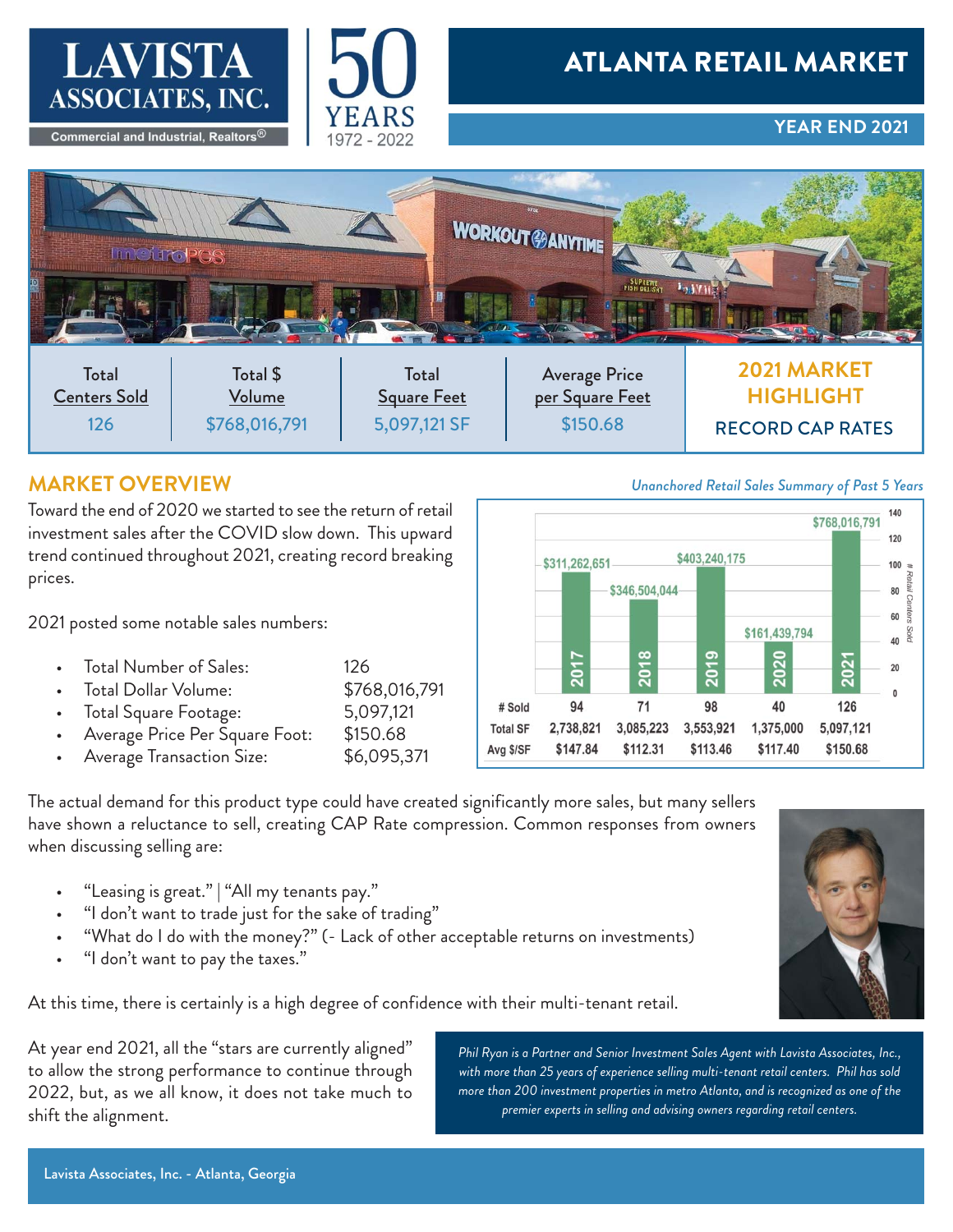# LAVISTA ASSOCIATES, INC.

Commercial and Industrial, Realtors®

50 YEARS 1972 - 2022

# ATLANTA RETAIL MARKET

## YEAR END 2021

| Total Centers Sold | Total $ Volume | Total Square Feet | Average Price per Square Feet |
|---|---|---|---|
| 126 | $768,016,791 | 5,097,121 SF | $150.68 |

**2021 MARKET HIGHLIGHT**

RECORD CAP RATES

## MARKET OVERVIEW

Toward the end of 2020 we started to see the return of retail investment sales after the COVID slow down. This upward trend continued throughout 2021, creating record breaking prices.

2021 posted some notable sales numbers:

- Total Number of Sales: 126
- Total Dollar Volume: $768,016,791
- Total Square Footage: 5,097,121
- Average Price Per Square Foot: $150.68
- Average Transaction Size: $6,095,371

*Unanchored Retail Sales Summary of Past 5 Years*

| | 2017 | 2018 | 2019 | 2020 | 2021 |
|---|---|---|---|---|---|
| Total $ Volume | $311,262,651 | $346,504,044 | $403,240,175 | $161,439,794 | $768,016,791 |
| # Sold | 94 | 71 | 98 | 40 | 126 |
| Total SF | 2,738,821 | 3,085,223 | 3,553,921 | 1,375,000 | 5,097,121 |
| Avg $/SF | $147.84 | $112.31 | $113.46 | $117.40 | $150.68 |

The actual demand for this product type could have created significantly more sales, but many sellers have shown a reluctance to sell, creating CAP Rate compression. Common responses from owners when discussing selling are:

- "Leasing is great." | "All my tenants pay."
- "I don't want to trade just for the sake of trading"
- "What do I do with the money?" (- Lack of other acceptable returns on investments)
- "I don't want to pay the taxes."

At this time, there is certainly is a high degree of confidence with their multi-tenant retail.

At year end 2021, all the "stars are currently aligned" to allow the strong performance to continue through 2022, but, as we all know, it does not take much to shift the alignment.

*Phil Ryan is a Partner and Senior Investment Sales Agent with Lavista Associates, Inc., with more than 25 years of experience selling multi-tenant retail centers. Phil has sold more than 200 investment properties in metro Atlanta, and is recognized as one of the premier experts in selling and advising owners regarding retail centers.*

Lavista Associates, Inc. - Atlanta, Georgia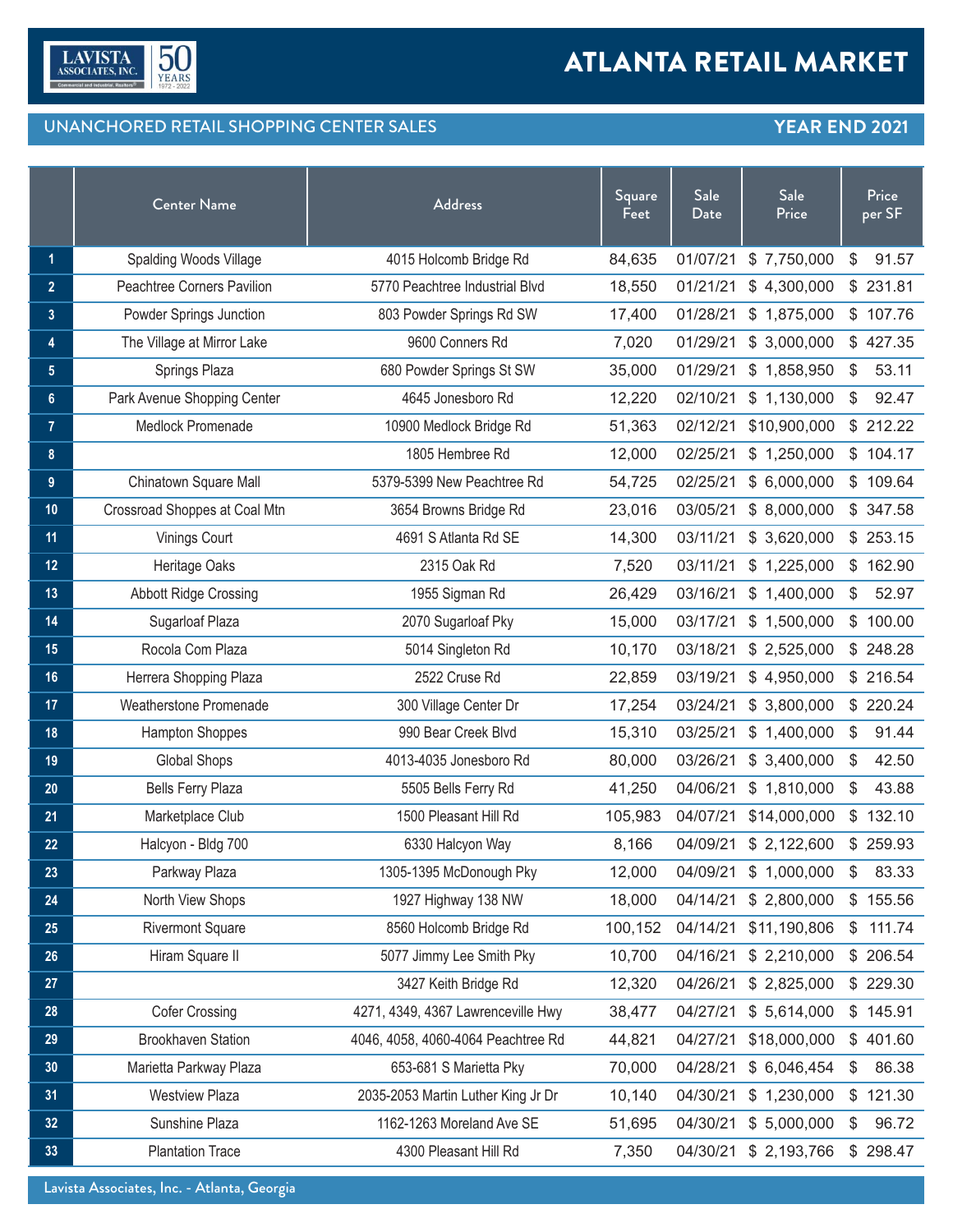# ATLANTA RETAIL MARKET

## UNANCHORED RETAIL SHOPPING CENTER SALES — YEAR END 2021

| | Center Name | Address | Square Feet | Sale Date | Sale Price | Price per SF |
|---|---|---|---|---|---|---|
| 1 | Spalding Woods Village | 4015 Holcomb Bridge Rd | 84,635 | 01/07/21 | $ 7,750,000 | $ 91.57 |
| 2 | Peachtree Corners Pavilion | 5770 Peachtree Industrial Blvd | 18,550 | 01/21/21 | $ 4,300,000 | $ 231.81 |
| 3 | Powder Springs Junction | 803 Powder Springs Rd SW | 17,400 | 01/28/21 | $ 1,875,000 | $ 107.76 |
| 4 | The Village at Mirror Lake | 9600 Conners Rd | 7,020 | 01/29/21 | $ 3,000,000 | $ 427.35 |
| 5 | Springs Plaza | 680 Powder Springs St SW | 35,000 | 01/29/21 | $ 1,858,950 | $ 53.11 |
| 6 | Park Avenue Shopping Center | 4645 Jonesboro Rd | 12,220 | 02/10/21 | $ 1,130,000 | $ 92.47 |
| 7 | Medlock Promenade | 10900 Medlock Bridge Rd | 51,363 | 02/12/21 | $10,900,000 | $ 212.22 |
| 8 | | 1805 Hembree Rd | 12,000 | 02/25/21 | $ 1,250,000 | $ 104.17 |
| 9 | Chinatown Square Mall | 5379-5399 New Peachtree Rd | 54,725 | 02/25/21 | $ 6,000,000 | $ 109.64 |
| 10 | Crossroad Shoppes at Coal Mtn | 3654 Browns Bridge Rd | 23,016 | 03/05/21 | $ 8,000,000 | $ 347.58 |
| 11 | Vinings Court | 4691 S Atlanta Rd SE | 14,300 | 03/11/21 | $ 3,620,000 | $ 253.15 |
| 12 | Heritage Oaks | 2315 Oak Rd | 7,520 | 03/11/21 | $ 1,225,000 | $ 162.90 |
| 13 | Abbott Ridge Crossing | 1955 Sigman Rd | 26,429 | 03/16/21 | $ 1,400,000 | $ 52.97 |
| 14 | Sugarloaf Plaza | 2070 Sugarloaf Pky | 15,000 | 03/17/21 | $ 1,500,000 | $ 100.00 |
| 15 | Rocola Com Plaza | 5014 Singleton Rd | 10,170 | 03/18/21 | $ 2,525,000 | $ 248.28 |
| 16 | Herrera Shopping Plaza | 2522 Cruse Rd | 22,859 | 03/19/21 | $ 4,950,000 | $ 216.54 |
| 17 | Weatherstone Promenade | 300 Village Center Dr | 17,254 | 03/24/21 | $ 3,800,000 | $ 220.24 |
| 18 | Hampton Shoppes | 990 Bear Creek Blvd | 15,310 | 03/25/21 | $ 1,400,000 | $ 91.44 |
| 19 | Global Shops | 4013-4035 Jonesboro Rd | 80,000 | 03/26/21 | $ 3,400,000 | $ 42.50 |
| 20 | Bells Ferry Plaza | 5505 Bells Ferry Rd | 41,250 | 04/06/21 | $ 1,810,000 | $ 43.88 |
| 21 | Marketplace Club | 1500 Pleasant Hill Rd | 105,983 | 04/07/21 | $14,000,000 | $ 132.10 |
| 22 | Halcyon - Bldg 700 | 6330 Halcyon Way | 8,166 | 04/09/21 | $ 2,122,600 | $ 259.93 |
| 23 | Parkway Plaza | 1305-1395 McDonough Pky | 12,000 | 04/09/21 | $ 1,000,000 | $ 83.33 |
| 24 | North View Shops | 1927 Highway 138 NW | 18,000 | 04/14/21 | $ 2,800,000 | $ 155.56 |
| 25 | Rivermont Square | 8560 Holcomb Bridge Rd | 100,152 | 04/14/21 | $11,190,806 | $ 111.74 |
| 26 | Hiram Square II | 5077 Jimmy Lee Smith Pky | 10,700 | 04/16/21 | $ 2,210,000 | $ 206.54 |
| 27 | | 3427 Keith Bridge Rd | 12,320 | 04/26/21 | $ 2,825,000 | $ 229.30 |
| 28 | Cofer Crossing | 4271, 4349, 4367 Lawrenceville Hwy | 38,477 | 04/27/21 | $ 5,614,000 | $ 145.91 |
| 29 | Brookhaven Station | 4046, 4058, 4060-4064 Peachtree Rd | 44,821 | 04/27/21 | $18,000,000 | $ 401.60 |
| 30 | Marietta Parkway Plaza | 653-681 S Marietta Pky | 70,000 | 04/28/21 | $ 6,046,454 | $ 86.38 |
| 31 | Westview Plaza | 2035-2053 Martin Luther King Jr Dr | 10,140 | 04/30/21 | $ 1,230,000 | $ 121.30 |
| 32 | Sunshine Plaza | 1162-1263 Moreland Ave SE | 51,695 | 04/30/21 | $ 5,000,000 | $ 96.72 |
| 33 | Plantation Trace | 4300 Pleasant Hill Rd | 7,350 | 04/30/21 | $ 2,193,766 | $ 298.47 |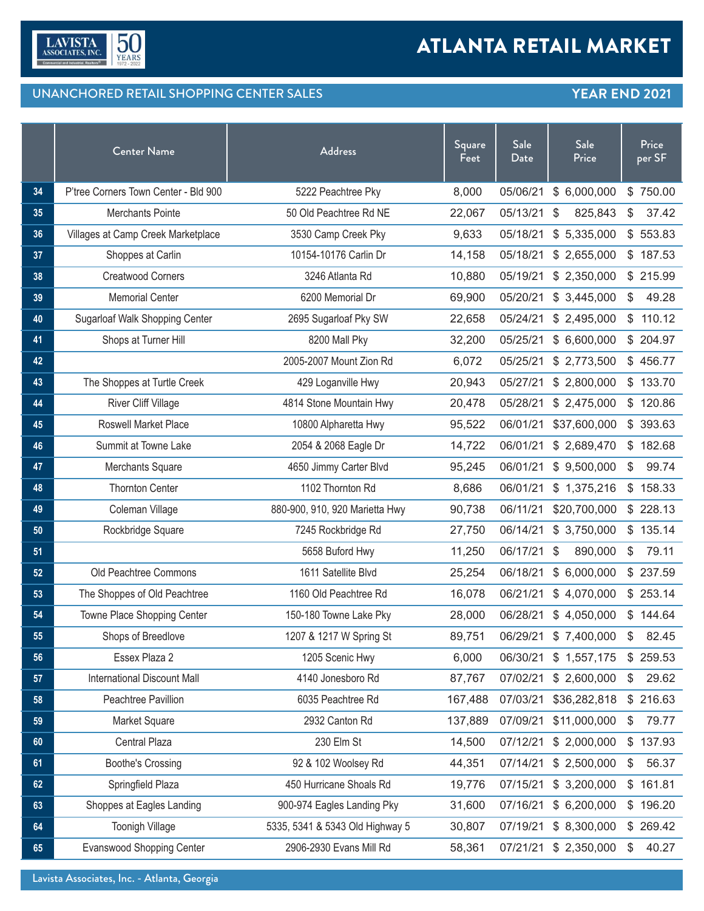# ATLANTA RETAIL MARKET

## UNANCHORED RETAIL SHOPPING CENTER SALES — YEAR END 2021

| | Center Name | Address | Square Feet | Sale Date | Sale Price | Price per SF |
|---|---|---|---|---|---|---|
| 34 | P'tree Corners Town Center - Bld 900 | 5222 Peachtree Pky | 8,000 | 05/06/21 | $ 6,000,000 | $ 750.00 |
| 35 | Merchants Pointe | 50 Old Peachtree Rd NE | 22,067 | 05/13/21 | $ 825,843 | $ 37.42 |
| 36 | Villages at Camp Creek Marketplace | 3530 Camp Creek Pky | 9,633 | 05/18/21 | $ 5,335,000 | $ 553.83 |
| 37 | Shoppes at Carlin | 10154-10176 Carlin Dr | 14,158 | 05/18/21 | $ 2,655,000 | $ 187.53 |
| 38 | Creatwood Corners | 3246 Atlanta Rd | 10,880 | 05/19/21 | $ 2,350,000 | $ 215.99 |
| 39 | Memorial Center | 6200 Memorial Dr | 69,900 | 05/20/21 | $ 3,445,000 | $ 49.28 |
| 40 | Sugarloaf Walk Shopping Center | 2695 Sugarloaf Pky SW | 22,658 | 05/24/21 | $ 2,495,000 | $ 110.12 |
| 41 | Shops at Turner Hill | 8200 Mall Pky | 32,200 | 05/25/21 | $ 6,600,000 | $ 204.97 |
| 42 | | 2005-2007 Mount Zion Rd | 6,072 | 05/25/21 | $ 2,773,500 | $ 456.77 |
| 43 | The Shoppes at Turtle Creek | 429 Loganville Hwy | 20,943 | 05/27/21 | $ 2,800,000 | $ 133.70 |
| 44 | River Cliff Village | 4814 Stone Mountain Hwy | 20,478 | 05/28/21 | $ 2,475,000 | $ 120.86 |
| 45 | Roswell Market Place | 10800 Alpharetta Hwy | 95,522 | 06/01/21 | $37,600,000 | $ 393.63 |
| 46 | Summit at Towne Lake | 2054 & 2068 Eagle Dr | 14,722 | 06/01/21 | $ 2,689,470 | $ 182.68 |
| 47 | Merchants Square | 4650 Jimmy Carter Blvd | 95,245 | 06/01/21 | $ 9,500,000 | $ 99.74 |
| 48 | Thornton Center | 1102 Thornton Rd | 8,686 | 06/01/21 | $ 1,375,216 | $ 158.33 |
| 49 | Coleman Village | 880-900, 910, 920 Marietta Hwy | 90,738 | 06/11/21 | $20,700,000 | $ 228.13 |
| 50 | Rockbridge Square | 7245 Rockbridge Rd | 27,750 | 06/14/21 | $ 3,750,000 | $ 135.14 |
| 51 | | 5658 Buford Hwy | 11,250 | 06/17/21 | $ 890,000 | $ 79.11 |
| 52 | Old Peachtree Commons | 1611 Satellite Blvd | 25,254 | 06/18/21 | $ 6,000,000 | $ 237.59 |
| 53 | The Shoppes of Old Peachtree | 1160 Old Peachtree Rd | 16,078 | 06/21/21 | $ 4,070,000 | $ 253.14 |
| 54 | Towne Place Shopping Center | 150-180 Towne Lake Pky | 28,000 | 06/28/21 | $ 4,050,000 | $ 144.64 |
| 55 | Shops of Breedlove | 1207 & 1217 W Spring St | 89,751 | 06/29/21 | $ 7,400,000 | $ 82.45 |
| 56 | Essex Plaza 2 | 1205 Scenic Hwy | 6,000 | 06/30/21 | $ 1,557,175 | $ 259.53 |
| 57 | International Discount Mall | 4140 Jonesboro Rd | 87,767 | 07/02/21 | $ 2,600,000 | $ 29.62 |
| 58 | Peachtree Pavillion | 6035 Peachtree Rd | 167,488 | 07/03/21 | $36,282,818 | $ 216.63 |
| 59 | Market Square | 2932 Canton Rd | 137,889 | 07/09/21 | $11,000,000 | $ 79.77 |
| 60 | Central Plaza | 230 Elm St | 14,500 | 07/12/21 | $ 2,000,000 | $ 137.93 |
| 61 | Boothe's Crossing | 92 & 102 Woolsey Rd | 44,351 | 07/14/21 | $ 2,500,000 | $ 56.37 |
| 62 | Springfield Plaza | 450 Hurricane Shoals Rd | 19,776 | 07/15/21 | $ 3,200,000 | $ 161.81 |
| 63 | Shoppes at Eagles Landing | 900-974 Eagles Landing Pky | 31,600 | 07/16/21 | $ 6,200,000 | $ 196.20 |
| 64 | Toonigh Village | 5335, 5341 & 5343 Old Highway 5 | 30,807 | 07/19/21 | $ 8,300,000 | $ 269.42 |
| 65 | Evanswood Shopping Center | 2906-2930 Evans Mill Rd | 58,361 | 07/21/21 | $ 2,350,000 | $ 40.27 |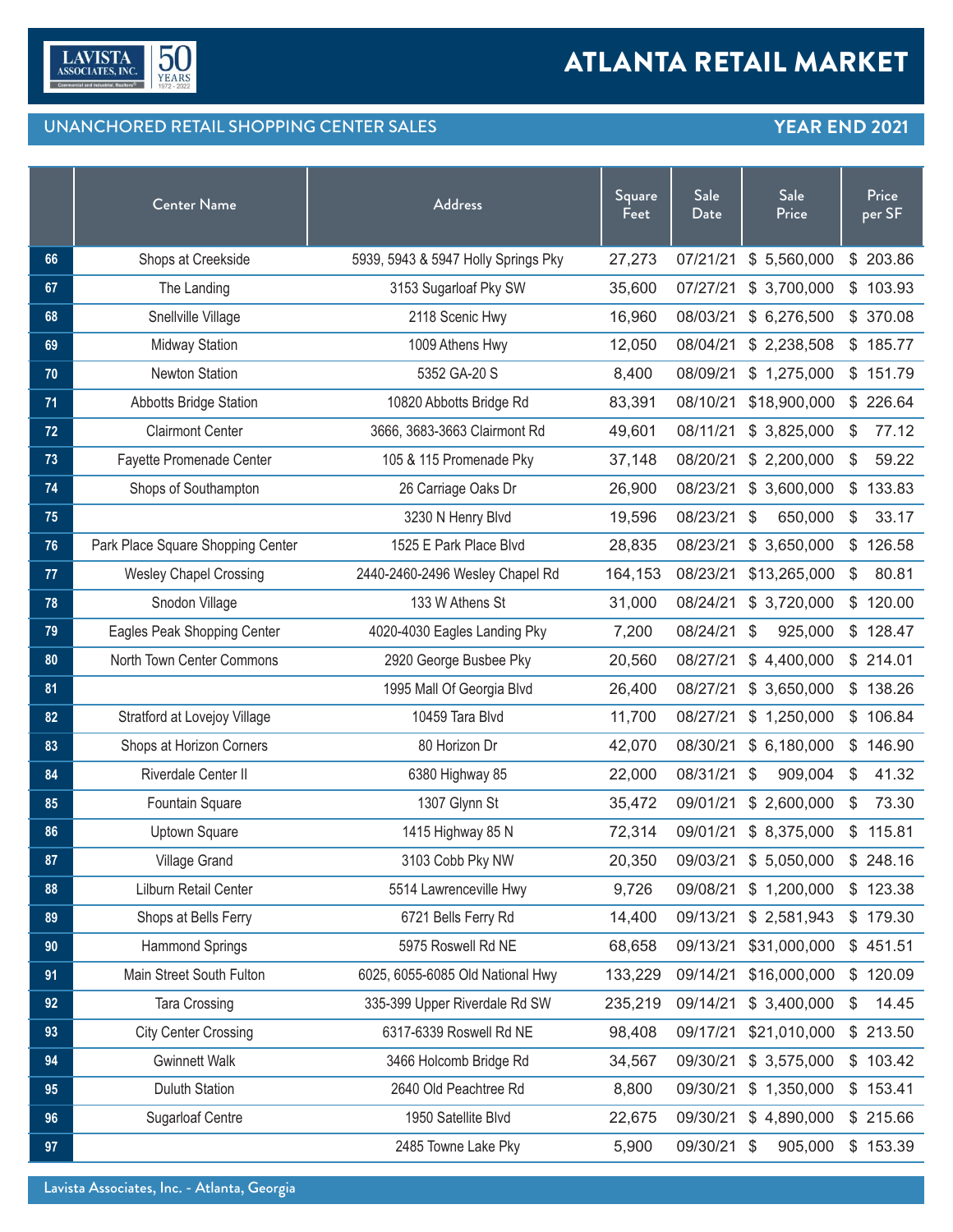# ATLANTA RETAIL MARKET

## UNANCHORED RETAIL SHOPPING CENTER SALES — YEAR END 2021

| | Center Name | Address | Square Feet | Sale Date | Sale Price | Price per SF |
|---|---|---|---|---|---|---|
| 66 | Shops at Creekside | 5939, 5943 & 5947 Holly Springs Pky | 27,273 | 07/21/21 | $ 5,560,000 | $ 203.86 |
| 67 | The Landing | 3153 Sugarloaf Pky SW | 35,600 | 07/27/21 | $ 3,700,000 | $ 103.93 |
| 68 | Snellville Village | 2118 Scenic Hwy | 16,960 | 08/03/21 | $ 6,276,500 | $ 370.08 |
| 69 | Midway Station | 1009 Athens Hwy | 12,050 | 08/04/21 | $ 2,238,508 | $ 185.77 |
| 70 | Newton Station | 5352 GA-20 S | 8,400 | 08/09/21 | $ 1,275,000 | $ 151.79 |
| 71 | Abbotts Bridge Station | 10820 Abbotts Bridge Rd | 83,391 | 08/10/21 | $18,900,000 | $ 226.64 |
| 72 | Clairmont Center | 3666, 3683-3663 Clairmont Rd | 49,601 | 08/11/21 | $ 3,825,000 | $ 77.12 |
| 73 | Fayette Promenade Center | 105 & 115 Promenade Pky | 37,148 | 08/20/21 | $ 2,200,000 | $ 59.22 |
| 74 | Shops of Southampton | 26 Carriage Oaks Dr | 26,900 | 08/23/21 | $ 3,600,000 | $ 133.83 |
| 75 | | 3230 N Henry Blvd | 19,596 | 08/23/21 | $ 650,000 | $ 33.17 |
| 76 | Park Place Square Shopping Center | 1525 E Park Place Blvd | 28,835 | 08/23/21 | $ 3,650,000 | $ 126.58 |
| 77 | Wesley Chapel Crossing | 2440-2460-2496 Wesley Chapel Rd | 164,153 | 08/23/21 | $13,265,000 | $ 80.81 |
| 78 | Snodon Village | 133 W Athens St | 31,000 | 08/24/21 | $ 3,720,000 | $ 120.00 |
| 79 | Eagles Peak Shopping Center | 4020-4030 Eagles Landing Pky | 7,200 | 08/24/21 | $ 925,000 | $ 128.47 |
| 80 | North Town Center Commons | 2920 George Busbee Pky | 20,560 | 08/27/21 | $ 4,400,000 | $ 214.01 |
| 81 | | 1995 Mall Of Georgia Blvd | 26,400 | 08/27/21 | $ 3,650,000 | $ 138.26 |
| 82 | Stratford at Lovejoy Village | 10459 Tara Blvd | 11,700 | 08/27/21 | $ 1,250,000 | $ 106.84 |
| 83 | Shops at Horizon Corners | 80 Horizon Dr | 42,070 | 08/30/21 | $ 6,180,000 | $ 146.90 |
| 84 | Riverdale Center II | 6380 Highway 85 | 22,000 | 08/31/21 | $ 909,004 | $ 41.32 |
| 85 | Fountain Square | 1307 Glynn St | 35,472 | 09/01/21 | $ 2,600,000 | $ 73.30 |
| 86 | Uptown Square | 1415 Highway 85 N | 72,314 | 09/01/21 | $ 8,375,000 | $ 115.81 |
| 87 | Village Grand | 3103 Cobb Pky NW | 20,350 | 09/03/21 | $ 5,050,000 | $ 248.16 |
| 88 | Lilburn Retail Center | 5514 Lawrenceville Hwy | 9,726 | 09/08/21 | $ 1,200,000 | $ 123.38 |
| 89 | Shops at Bells Ferry | 6721 Bells Ferry Rd | 14,400 | 09/13/21 | $ 2,581,943 | $ 179.30 |
| 90 | Hammond Springs | 5975 Roswell Rd NE | 68,658 | 09/13/21 | $31,000,000 | $ 451.51 |
| 91 | Main Street South Fulton | 6025, 6055-6085 Old National Hwy | 133,229 | 09/14/21 | $16,000,000 | $ 120.09 |
| 92 | Tara Crossing | 335-399 Upper Riverdale Rd SW | 235,219 | 09/14/21 | $ 3,400,000 | $ 14.45 |
| 93 | City Center Crossing | 6317-6339 Roswell Rd NE | 98,408 | 09/17/21 | $21,010,000 | $ 213.50 |
| 94 | Gwinnett Walk | 3466 Holcomb Bridge Rd | 34,567 | 09/30/21 | $ 3,575,000 | $ 103.42 |
| 95 | Duluth Station | 2640 Old Peachtree Rd | 8,800 | 09/30/21 | $ 1,350,000 | $ 153.41 |
| 96 | Sugarloaf Centre | 1950 Satellite Blvd | 22,675 | 09/30/21 | $ 4,890,000 | $ 215.66 |
| 97 | | 2485 Towne Lake Pky | 5,900 | 09/30/21 | $ 905,000 | $ 153.39 |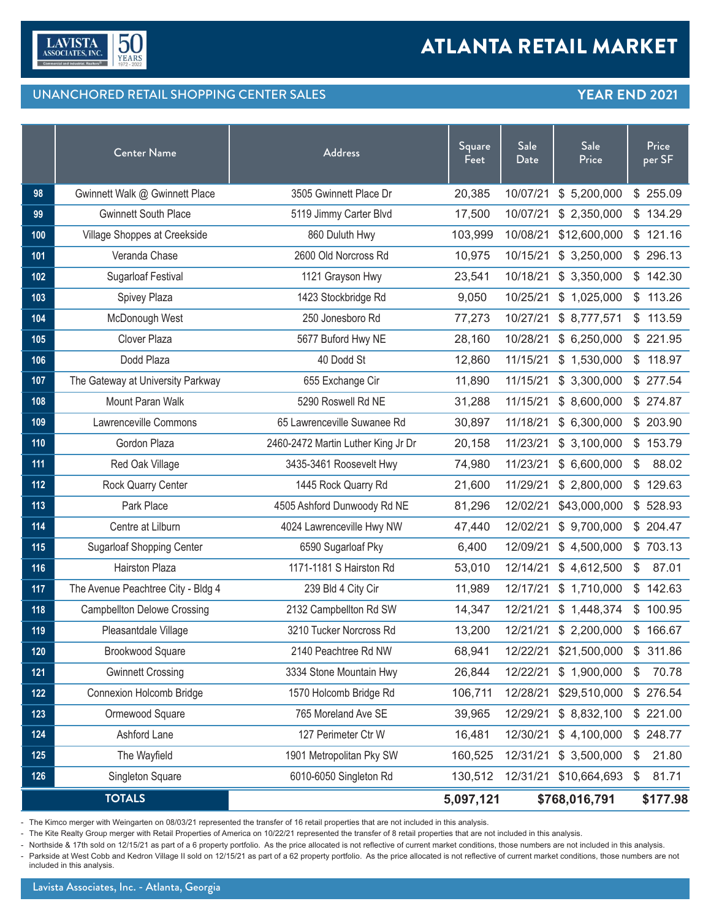# ATLANTA RETAIL MARKET

## UNANCHORED RETAIL SHOPPING CENTER SALES — YEAR END 2021

| | Center Name | Address | Square Feet | Sale Date | Sale Price | Price per SF |
|---|---|---|---|---|---|---|
| 98 | Gwinnett Walk @ Gwinnett Place | 3505 Gwinnett Place Dr | 20,385 | 10/07/21 | $ 5,200,000 | $ 255.09 |
| 99 | Gwinnett South Place | 5119 Jimmy Carter Blvd | 17,500 | 10/07/21 | $ 2,350,000 | $ 134.29 |
| 100 | Village Shoppes at Creekside | 860 Duluth Hwy | 103,999 | 10/08/21 | $12,600,000 | $ 121.16 |
| 101 | Veranda Chase | 2600 Old Norcross Rd | 10,975 | 10/15/21 | $ 3,250,000 | $ 296.13 |
| 102 | Sugarloaf Festival | 1121 Grayson Hwy | 23,541 | 10/18/21 | $ 3,350,000 | $ 142.30 |
| 103 | Spivey Plaza | 1423 Stockbridge Rd | 9,050 | 10/25/21 | $ 1,025,000 | $ 113.26 |
| 104 | McDonough West | 250 Jonesboro Rd | 77,273 | 10/27/21 | $ 8,777,571 | $ 113.59 |
| 105 | Clover Plaza | 5677 Buford Hwy NE | 28,160 | 10/28/21 | $ 6,250,000 | $ 221.95 |
| 106 | Dodd Plaza | 40 Dodd St | 12,860 | 11/15/21 | $ 1,530,000 | $ 118.97 |
| 107 | The Gateway at University Parkway | 655 Exchange Cir | 11,890 | 11/15/21 | $ 3,300,000 | $ 277.54 |
| 108 | Mount Paran Walk | 5290 Roswell Rd NE | 31,288 | 11/15/21 | $ 8,600,000 | $ 274.87 |
| 109 | Lawrenceville Commons | 65 Lawrenceville Suwanee Rd | 30,897 | 11/18/21 | $ 6,300,000 | $ 203.90 |
| 110 | Gordon Plaza | 2460-2472 Martin Luther King Jr Dr | 20,158 | 11/23/21 | $ 3,100,000 | $ 153.79 |
| 111 | Red Oak Village | 3435-3461 Roosevelt Hwy | 74,980 | 11/23/21 | $ 6,600,000 | $ 88.02 |
| 112 | Rock Quarry Center | 1445 Rock Quarry Rd | 21,600 | 11/29/21 | $ 2,800,000 | $ 129.63 |
| 113 | Park Place | 4505 Ashford Dunwoody Rd NE | 81,296 | 12/02/21 | $43,000,000 | $ 528.93 |
| 114 | Centre at Lilburn | 4024 Lawrenceville Hwy NW | 47,440 | 12/02/21 | $ 9,700,000 | $ 204.47 |
| 115 | Sugarloaf Shopping Center | 6590 Sugarloaf Pky | 6,400 | 12/09/21 | $ 4,500,000 | $ 703.13 |
| 116 | Hairston Plaza | 1171-1181 S Hairston Rd | 53,010 | 12/14/21 | $ 4,612,500 | $ 87.01 |
| 117 | The Avenue Peachtree City - Bldg 4 | 239 Bld 4 City Cir | 11,989 | 12/17/21 | $ 1,710,000 | $ 142.63 |
| 118 | Campbellton Delowe Crossing | 2132 Campbellton Rd SW | 14,347 | 12/21/21 | $ 1,448,374 | $ 100.95 |
| 119 | Pleasantdale Village | 3210 Tucker Norcross Rd | 13,200 | 12/21/21 | $ 2,200,000 | $ 166.67 |
| 120 | Brookwood Square | 2140 Peachtree Rd NW | 68,941 | 12/22/21 | $21,500,000 | $ 311.86 |
| 121 | Gwinnett Crossing | 3334 Stone Mountain Hwy | 26,844 | 12/22/21 | $ 1,900,000 | $ 70.78 |
| 122 | Connexion Holcomb Bridge | 1570 Holcomb Bridge Rd | 106,711 | 12/28/21 | $29,510,000 | $ 276.54 |
| 123 | Ormewood Square | 765 Moreland Ave SE | 39,965 | 12/29/21 | $ 8,832,100 | $ 221.00 |
| 124 | Ashford Lane | 127 Perimeter Ctr W | 16,481 | 12/30/21 | $ 4,100,000 | $ 248.77 |
| 125 | The Wayfield | 1901 Metropolitan Pky SW | 160,525 | 12/31/21 | $ 3,500,000 | $ 21.80 |
| 126 | Singleton Square | 6010-6050 Singleton Rd | 130,512 | 12/31/21 | $10,664,693 | $ 81.71 |
| | **TOTALS** | | **5,097,121** | | **$768,016,791** | **$177.98** |

- The Kimco merger with Weingarten on 08/03/21 represented the transfer of 16 retail properties that are not included in this analysis.
- The Kite Realty Group merger with Retail Properties of America on 10/22/21 represented the transfer of 8 retail properties that are not included in this analysis.
- Northside & 17th sold on 12/15/21 as part of a 6 property portfolio. As the price allocated is not reflective of current market conditions, those numbers are not included in this analysis.
- Parkside at West Cobb and Kedron Village II sold on 12/15/21 as part of a 62 property portfolio. As the price allocated is not reflective of current market conditions, those numbers are not included in this analysis.

Lavista Associates, Inc. - Atlanta, Georgia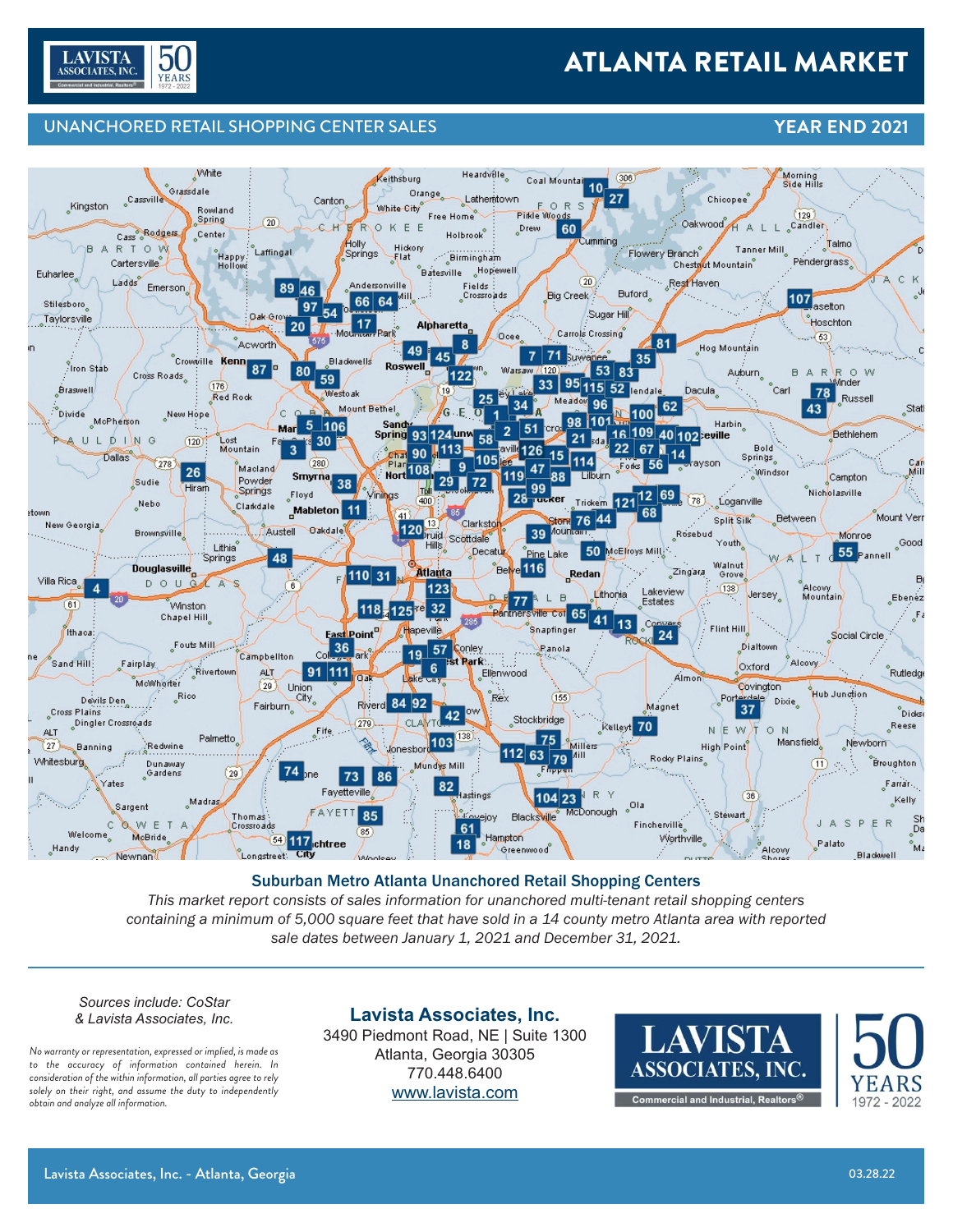# ATLANTA RETAIL MARKET

## UNANCHORED RETAIL SHOPPING CENTER SALES

**YEAR END 2021**

### Suburban Metro Atlanta Unanchored Retail Shopping Centers

*This market report consists of sales information for unanchored multi-tenant retail shopping centers containing a minimum of 5,000 square feet that have sold in a 14 county metro Atlanta area with reported sale dates between January 1, 2021 and December 31, 2021.*

*Sources include: CoStar & Lavista Associates, Inc.*

*No warranty or representation, expressed or implied, is made as to the accuracy of information contained herein. In consideration of the within information, all parties agree to rely solely on their right, and assume the duty to independently obtain and analyze all information.*

**Lavista Associates, Inc.**
3490 Piedmont Road, NE | Suite 1300
Atlanta, Georgia 30305
770.448.6400
www.lavista.com

Lavista Associates, Inc. - Atlanta, Georgia

03.28.22